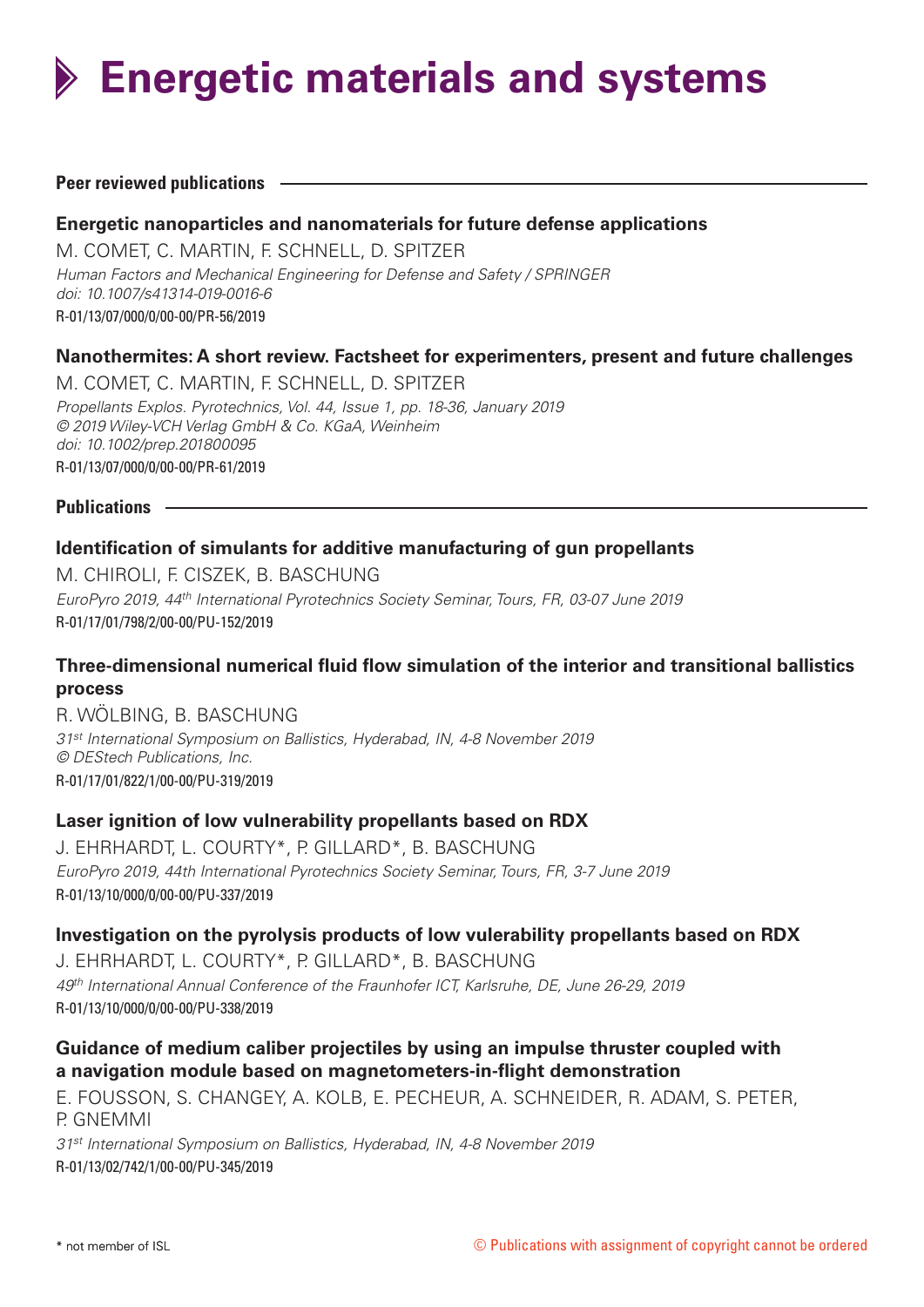# Energetic materials and systems

## Peer reviewed publications

### Energetic nanoparticles and nanomaterials for future defense applications

M. COMET, C. MARTIN, F. SCHNELL, D. SPITZER
*Human Factors and Mechanical Engineering for Defense and Safety / SPRINGER*
*doi: 10.1007/s41314-019-0016-6*
R-01/13/07/000/0/00-00/PR-56/2019

### Nanothermites: A short review. Factsheet for experimenters, present and future challenges

M. COMET, C. MARTIN, F. SCHNELL, D. SPITZER
*Propellants Explos. Pyrotechnics, Vol. 44, Issue 1, pp. 18-36, January 2019*
*© 2019 Wiley-VCH Verlag GmbH & Co. KGaA, Weinheim*
*doi: 10.1002/prep.201800095*
R-01/13/07/000/0/00-00/PR-61/2019

## Publications

### Identification of simulants for additive manufacturing of gun propellants

M. CHIROLI, F. CISZEK, B. BASCHUNG
*EuroPyro 2019, 44th International Pyrotechnics Society Seminar, Tours, FR, 03-07 June 2019*
R-01/17/01/798/2/00-00/PU-152/2019

### Three-dimensional numerical fluid flow simulation of the interior and transitional ballistics process

R. WÖLBING, B. BASCHUNG
*31st International Symposium on Ballistics, Hyderabad, IN, 4-8 November 2019*
*© DEStech Publications, Inc.*
R-01/17/01/822/1/00-00/PU-319/2019

### Laser ignition of low vulnerability propellants based on RDX

J. EHRHARDT, L. COURTY*, P. GILLARD*, B. BASCHUNG
*EuroPyro 2019, 44th International Pyrotechnics Society Seminar, Tours, FR, 3-7 June 2019*
R-01/13/10/000/0/00-00/PU-337/2019

### Investigation on the pyrolysis products of low vulerability propellants based on RDX

J. EHRHARDT, L. COURTY*, P. GILLARD*, B. BASCHUNG
*49th International Annual Conference of the Fraunhofer ICT, Karlsruhe, DE, June 26-29, 2019*
R-01/13/10/000/0/00-00/PU-338/2019

### Guidance of medium caliber projectiles by using an impulse thruster coupled with a navigation module based on magnetometers-in-flight demonstration

E. FOUSSON, S. CHANGEY, A. KOLB, E. PECHEUR, A. SCHNEIDER, R. ADAM, S. PETER, P. GNEMMI
*31st International Symposium on Ballistics, Hyderabad, IN, 4-8 November 2019*
R-01/13/02/742/1/00-00/PU-345/2019

\* not member of ISL

© Publications with assignment of copyright cannot be ordered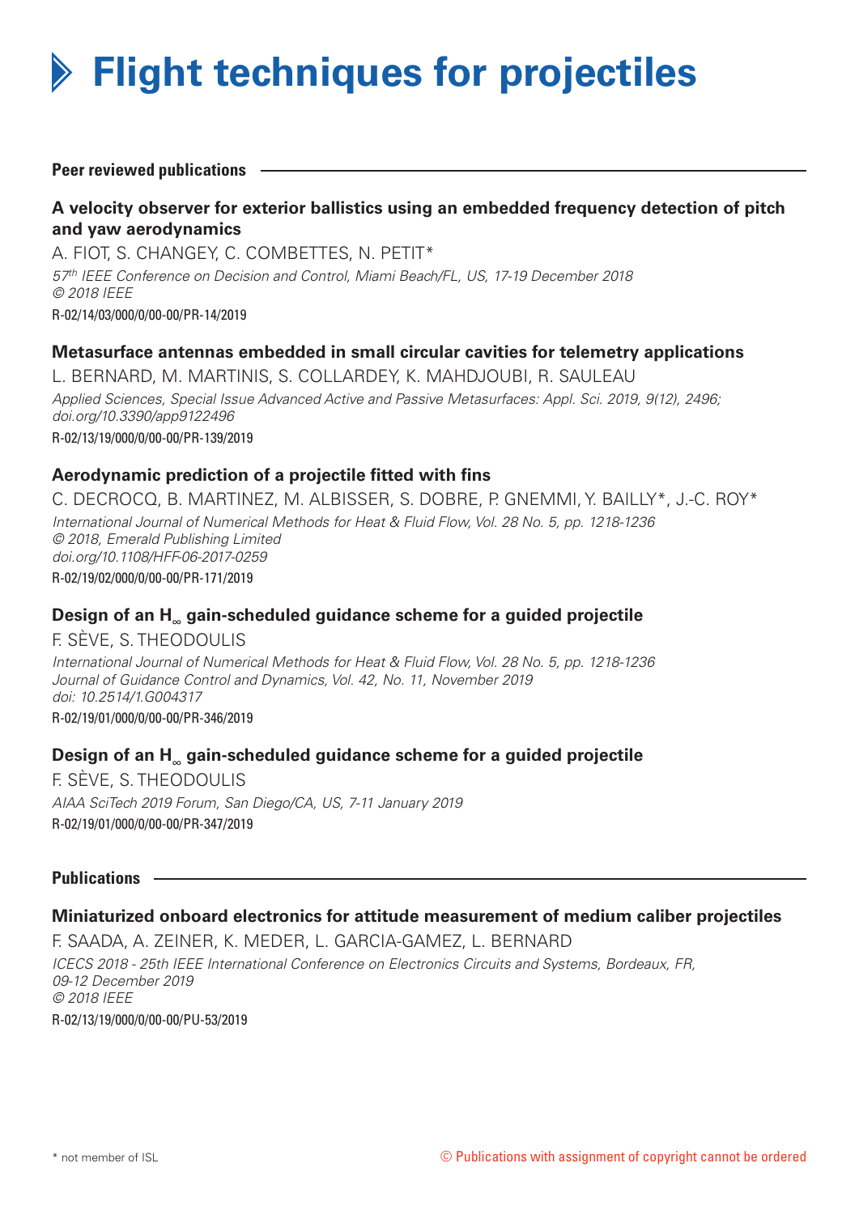# Flight techniques for projectiles

## Peer reviewed publications

### A velocity observer for exterior ballistics using an embedded frequency detection of pitch and yaw aerodynamics

A. FIOT, S. CHANGEY, C. COMBETTES, N. PETIT*

*57th IEEE Conference on Decision and Control, Miami Beach/FL, US, 17-19 December 2018*
*© 2018 IEEE*

R-02/14/03/000/0/00-00/PR-14/2019

### Metasurface antennas embedded in small circular cavities for telemetry applications

L. BERNARD, M. MARTINIS, S. COLLARDEY, K. MAHDJOUBI, R. SAULEAU

*Applied Sciences, Special Issue Advanced Active and Passive Metasurfaces: Appl. Sci. 2019, 9(12), 2496; doi.org/10.3390/app9122496*

R-02/13/19/000/0/00-00/PR-139/2019

### Aerodynamic prediction of a projectile fitted with fins

C. DECROCQ, B. MARTINEZ, M. ALBISSER, S. DOBRE, P. GNEMMI, Y. BAILLY*, J.-C. ROY*

*International Journal of Numerical Methods for Heat & Fluid Flow, Vol. 28 No. 5, pp. 1218-1236*
*© 2018, Emerald Publishing Limited*
*doi.org/10.1108/HFF-06-2017-0259*

R-02/19/02/000/0/00-00/PR-171/2019

### Design of an $H_\infty$ gain-scheduled guidance scheme for a guided projectile

F. SÈVE, S. THEODOULIS

*International Journal of Numerical Methods for Heat & Fluid Flow, Vol. 28 No. 5, pp. 1218-1236*
*Journal of Guidance Control and Dynamics, Vol. 42, No. 11, November 2019*
*doi: 10.2514/1.G004317*

R-02/19/01/000/0/00-00/PR-346/2019

### Design of an $H_\infty$ gain-scheduled guidance scheme for a guided projectile

F. SÈVE, S. THEODOULIS

*AIAA SciTech 2019 Forum, San Diego/CA, US, 7-11 January 2019*

R-02/19/01/000/0/00-00/PR-347/2019

## Publications

### Miniaturized onboard electronics for attitude measurement of medium caliber projectiles

F. SAADA, A. ZEINER, K. MEDER, L. GARCIA-GAMEZ, L. BERNARD

*ICECS 2018 - 25th IEEE International Conference on Electronics Circuits and Systems, Bordeaux, FR, 09-12 December 2019*
*© 2018 IEEE*

R-02/13/19/000/0/00-00/PU-53/2019

\* not member of ISL

© Publications with assignment of copyright cannot be ordered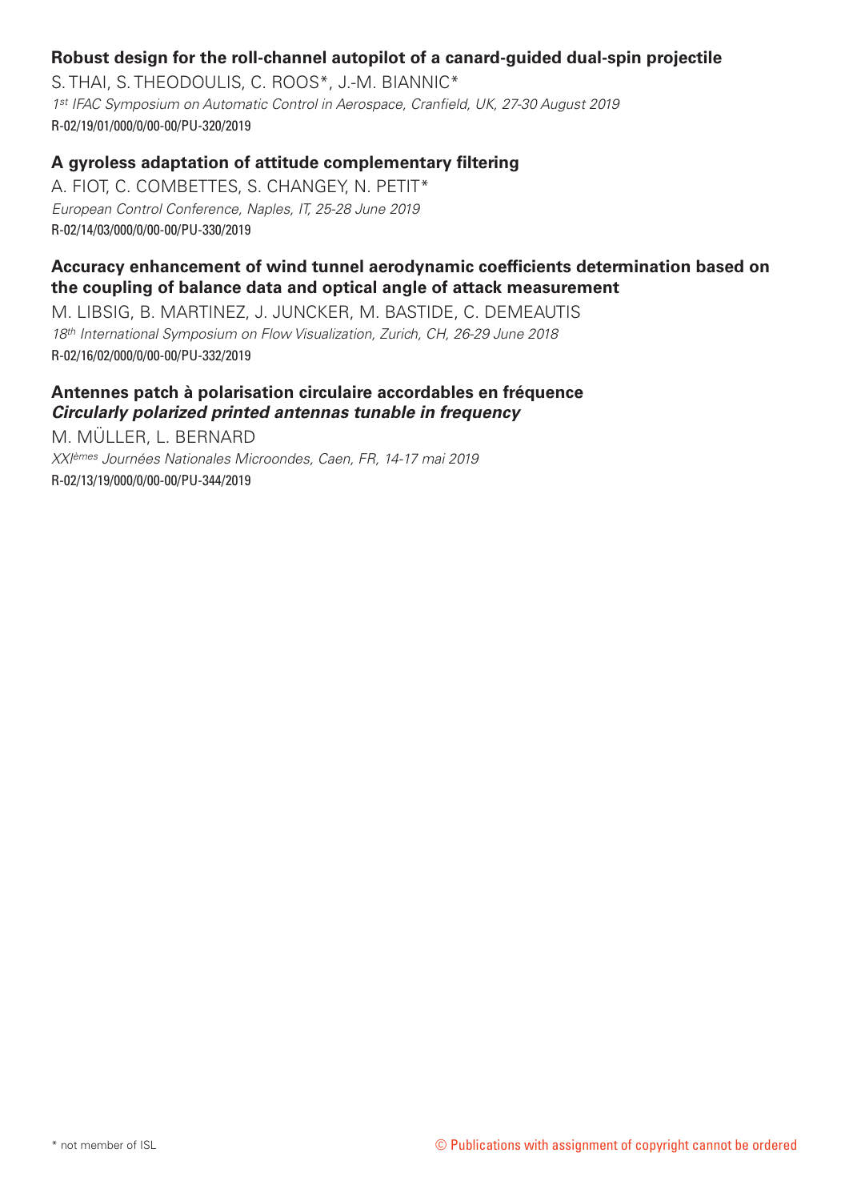**Robust design for the roll-channel autopilot of a canard-guided dual-spin projectile**

S. THAI, S. THEODOULIS, C. ROOS*, J.-M. BIANNIC*

*1st IFAC Symposium on Automatic Control in Aerospace, Cranfield, UK, 27-30 August 2019*

R-02/19/01/000/0/00-00/PU-320/2019

**A gyroless adaptation of attitude complementary filtering**

A. FIOT, C. COMBETTES, S. CHANGEY, N. PETIT*

*European Control Conference, Naples, IT, 25-28 June 2019*

R-02/14/03/000/0/00-00/PU-330/2019

**Accuracy enhancement of wind tunnel aerodynamic coefficients determination based on the coupling of balance data and optical angle of attack measurement**

M. LIBSIG, B. MARTINEZ, J. JUNCKER, M. BASTIDE, C. DEMEAUTIS

*18th International Symposium on Flow Visualization, Zurich, CH, 26-29 June 2018*

R-02/16/02/000/0/00-00/PU-332/2019

**Antennes patch à polarisation circulaire accordables en fréquence**
***Circularly polarized printed antennas tunable in frequency***

M. MÜLLER, L. BERNARD

*XXIèmes Journées Nationales Microondes, Caen, FR, 14-17 mai 2019*

R-02/13/19/000/0/00-00/PU-344/2019

\* not member of ISL

© Publications with assignment of copyright cannot be ordered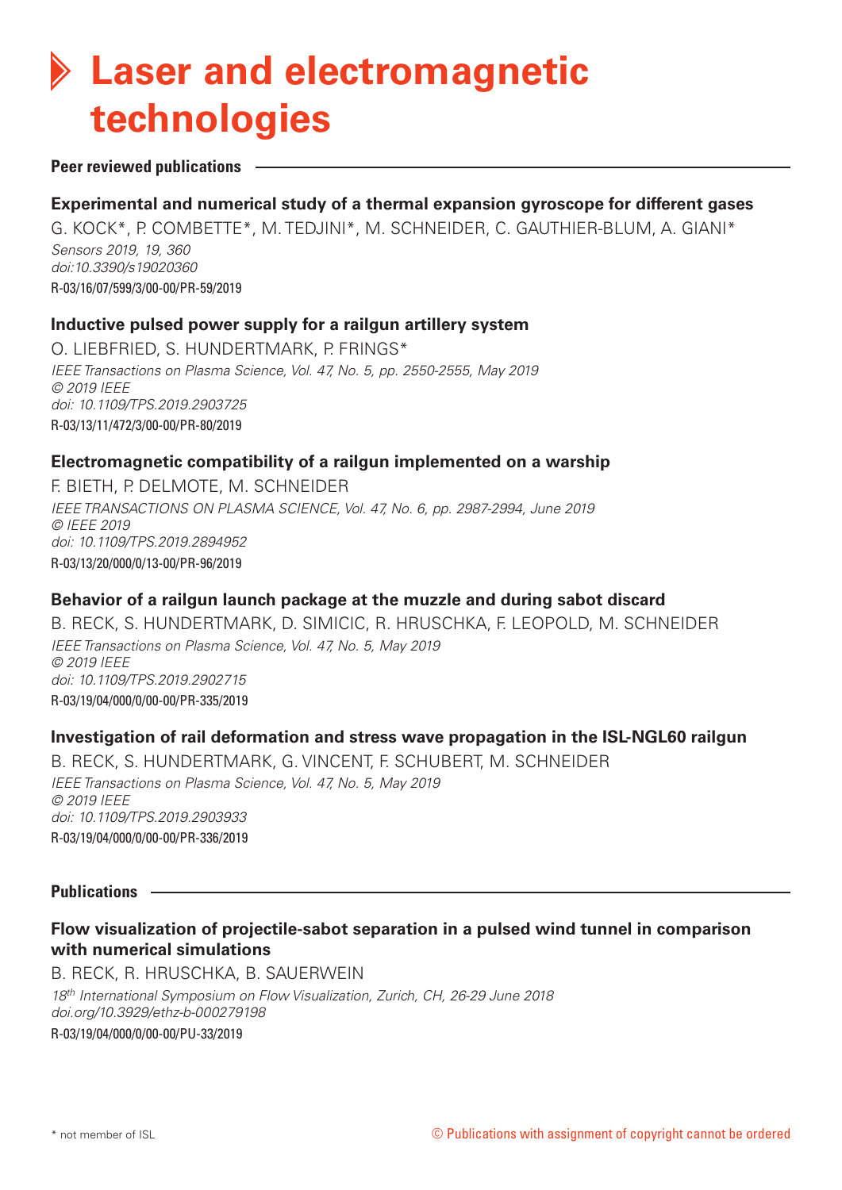# Laser and electromagnetic technologies

## Peer reviewed publications

### Experimental and numerical study of a thermal expansion gyroscope for different gases

G. KOCK*, P. COMBETTE*, M. TEDJINI*, M. SCHNEIDER, C. GAUTHIER-BLUM, A. GIANI*

*Sensors 2019, 19, 360*
*doi:10.3390/s19020360*
R-03/16/07/599/3/00-00/PR-59/2019

### Inductive pulsed power supply for a railgun artillery system

O. LIEBFRIED, S. HUNDERTMARK, P. FRINGS*

*IEEE Transactions on Plasma Science, Vol. 47, No. 5, pp. 2550-2555, May 2019*
*© 2019 IEEE*
*doi: 10.1109/TPS.2019.2903725*
R-03/13/11/472/3/00-00/PR-80/2019

### Electromagnetic compatibility of a railgun implemented on a warship

F. BIETH, P. DELMOTE, M. SCHNEIDER

*IEEE TRANSACTIONS ON PLASMA SCIENCE, Vol. 47, No. 6, pp. 2987-2994, June 2019*
*© IEEE 2019*
*doi: 10.1109/TPS.2019.2894952*
R-03/13/20/000/0/13-00/PR-96/2019

### Behavior of a railgun launch package at the muzzle and during sabot discard

B. RECK, S. HUNDERTMARK, D. SIMICIC, R. HRUSCHKA, F. LEOPOLD, M. SCHNEIDER

*IEEE Transactions on Plasma Science, Vol. 47, No. 5, May 2019*
*© 2019 IEEE*
*doi: 10.1109/TPS.2019.2902715*
R-03/19/04/000/0/00-00/PR-335/2019

### Investigation of rail deformation and stress wave propagation in the ISL-NGL60 railgun

B. RECK, S. HUNDERTMARK, G. VINCENT, F. SCHUBERT, M. SCHNEIDER

*IEEE Transactions on Plasma Science, Vol. 47, No. 5, May 2019*
*© 2019 IEEE*
*doi: 10.1109/TPS.2019.2903933*
R-03/19/04/000/0/00-00/PR-336/2019

## Publications

### Flow visualization of projectile-sabot separation in a pulsed wind tunnel in comparison with numerical simulations

B. RECK, R. HRUSCHKA, B. SAUERWEIN

*18th International Symposium on Flow Visualization, Zurich, CH, 26-29 June 2018*
*doi.org/10.3929/ethz-b-000279198*
R-03/19/04/000/0/00-00/PU-33/2019

\* not member of ISL

© Publications with assignment of copyright cannot be ordered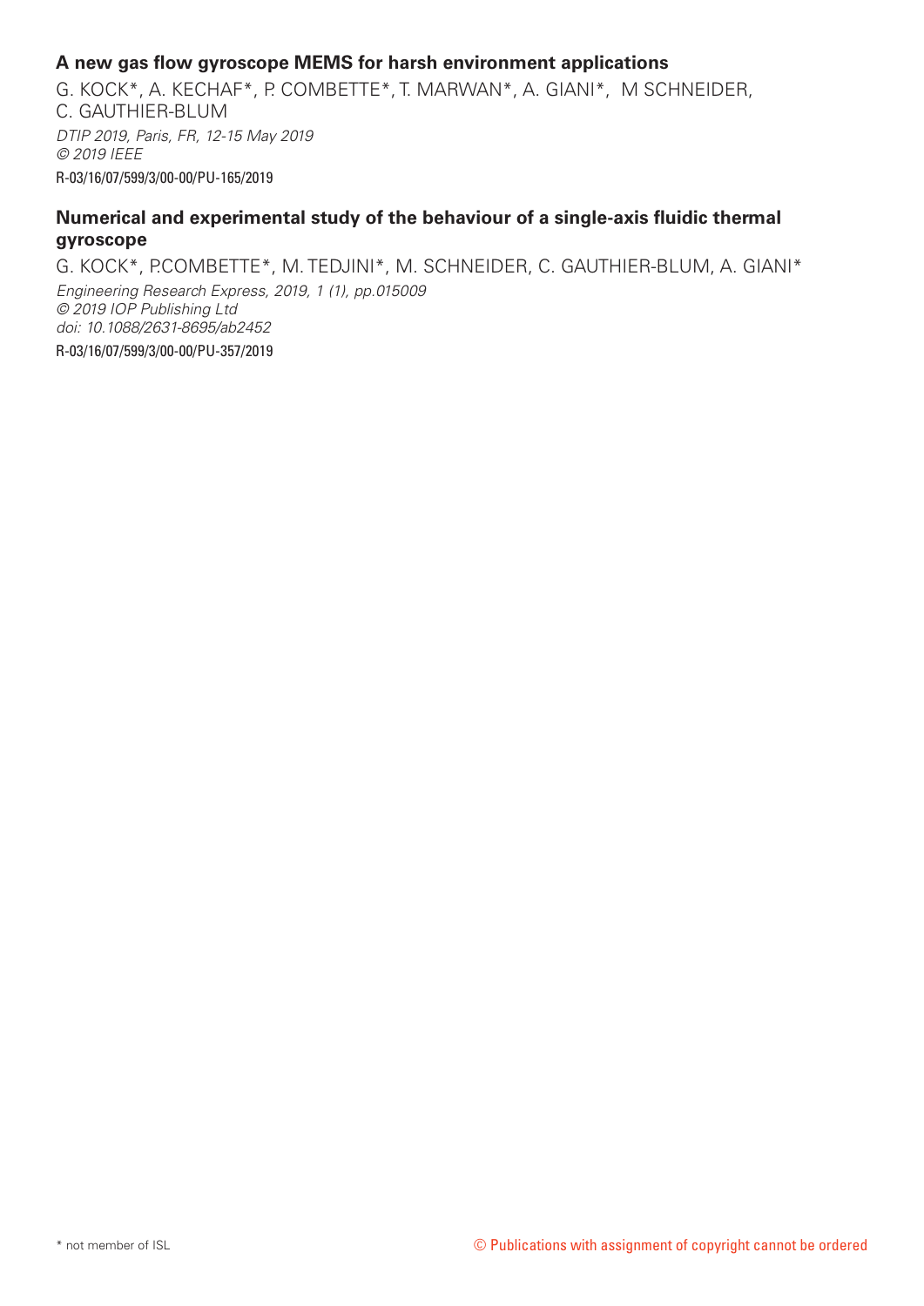**A new gas flow gyroscope MEMS for harsh environment applications**

G. KOCK*, A. KECHAF*, P. COMBETTE*, T. MARWAN*, A. GIANI*, M SCHNEIDER, C. GAUTHIER-BLUM

*DTIP 2019, Paris, FR, 12-15 May 2019*
*© 2019 IEEE*

R-03/16/07/599/3/00-00/PU-165/2019

**Numerical and experimental study of the behaviour of a single-axis fluidic thermal gyroscope**

G. KOCK*, P.COMBETTE*, M. TEDJINI*, M. SCHNEIDER, C. GAUTHIER-BLUM, A. GIANI*

*Engineering Research Express, 2019, 1 (1), pp.015009*
*© 2019 IOP Publishing Ltd*
*doi: 10.1088/2631-8695/ab2452*

R-03/16/07/599/3/00-00/PU-357/2019

\* not member of ISL

© Publications with assignment of copyright cannot be ordered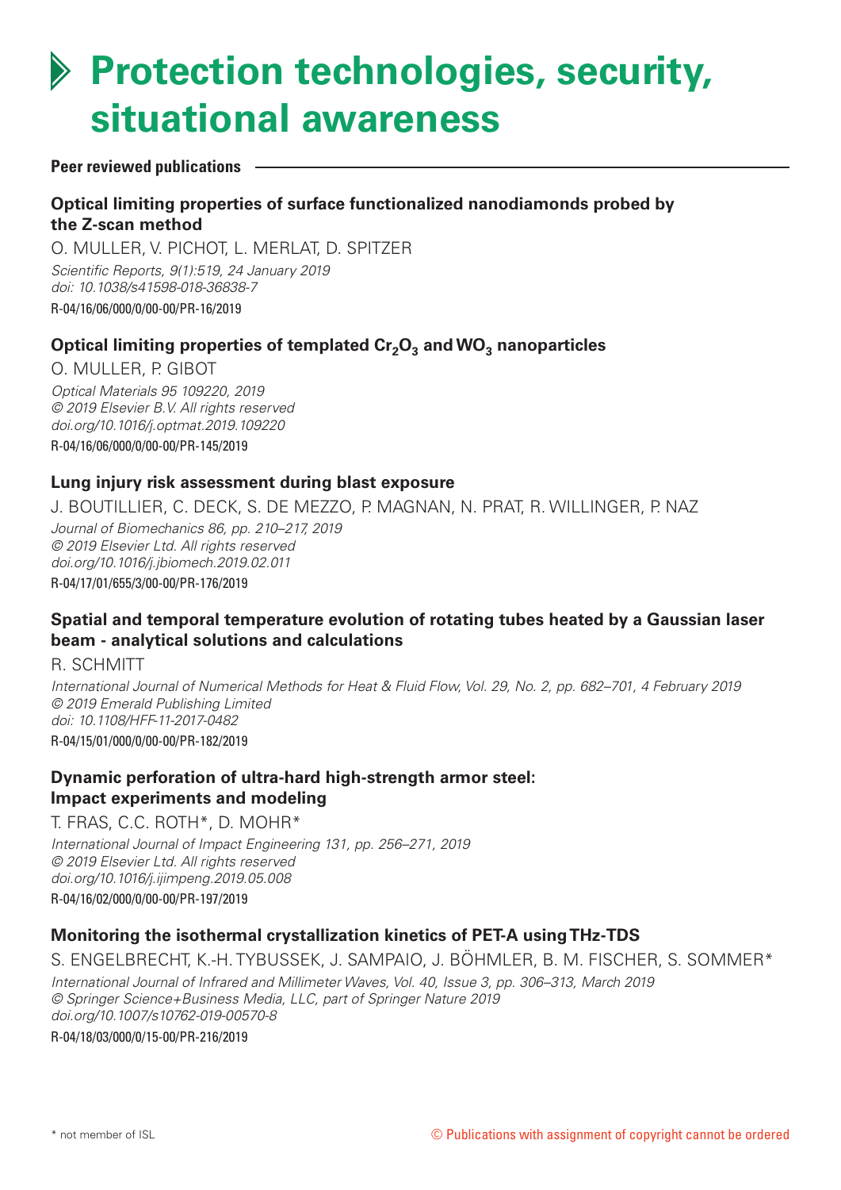# Protection technologies, security, situational awareness

**Peer reviewed publications**

### Optical limiting properties of surface functionalized nanodiamonds probed by the Z-scan method

O. MULLER, V. PICHOT, L. MERLAT, D. SPITZER

*Scientific Reports, 9(1):519, 24 January 2019*
*doi: 10.1038/s41598-018-36838-7*

R-04/16/06/000/0/00-00/PR-16/2019

### Optical limiting properties of templated $Cr_2O_3$ and $WO_3$ nanoparticles

O. MULLER, P. GIBOT

*Optical Materials 95 109220, 2019*
*© 2019 Elsevier B.V. All rights reserved*
*doi.org/10.1016/j.optmat.2019.109220*

R-04/16/06/000/0/00-00/PR-145/2019

### Lung injury risk assessment during blast exposure

J. BOUTILLIER, C. DECK, S. DE MEZZO, P. MAGNAN, N. PRAT, R. WILLINGER, P. NAZ

*Journal of Biomechanics 86, pp. 210–217, 2019*
*© 2019 Elsevier Ltd. All rights reserved*
*doi.org/10.1016/j.jbiomech.2019.02.011*

R-04/17/01/655/3/00-00/PR-176/2019

### Spatial and temporal temperature evolution of rotating tubes heated by a Gaussian laser beam - analytical solutions and calculations

R. SCHMITT

*International Journal of Numerical Methods for Heat & Fluid Flow, Vol. 29, No. 2, pp. 682–701, 4 February 2019*
*© 2019 Emerald Publishing Limited*
*doi: 10.1108/HFF-11-2017-0482*

R-04/15/01/000/0/00-00/PR-182/2019

### Dynamic perforation of ultra-hard high-strength armor steel: Impact experiments and modeling

T. FRAS, C.C. ROTH*, D. MOHR*

*International Journal of Impact Engineering 131, pp. 256–271, 2019*
*© 2019 Elsevier Ltd. All rights reserved*
*doi.org/10.1016/j.ijimpeng.2019.05.008*

R-04/16/02/000/0/00-00/PR-197/2019

### Monitoring the isothermal crystallization kinetics of PET-A using THz-TDS

S. ENGELBRECHT, K.-H. TYBUSSEK, J. SAMPAIO, J. BÖHMLER, B. M. FISCHER, S. SOMMER*

*International Journal of Infrared and Millimeter Waves, Vol. 40, Issue 3, pp. 306–313, March 2019*
*© Springer Science+Business Media, LLC, part of Springer Nature 2019*
*doi.org/10.1007/s10762-019-00570-8*

R-04/18/03/000/0/15-00/PR-216/2019

\* not member of ISL

© Publications with assignment of copyright cannot be ordered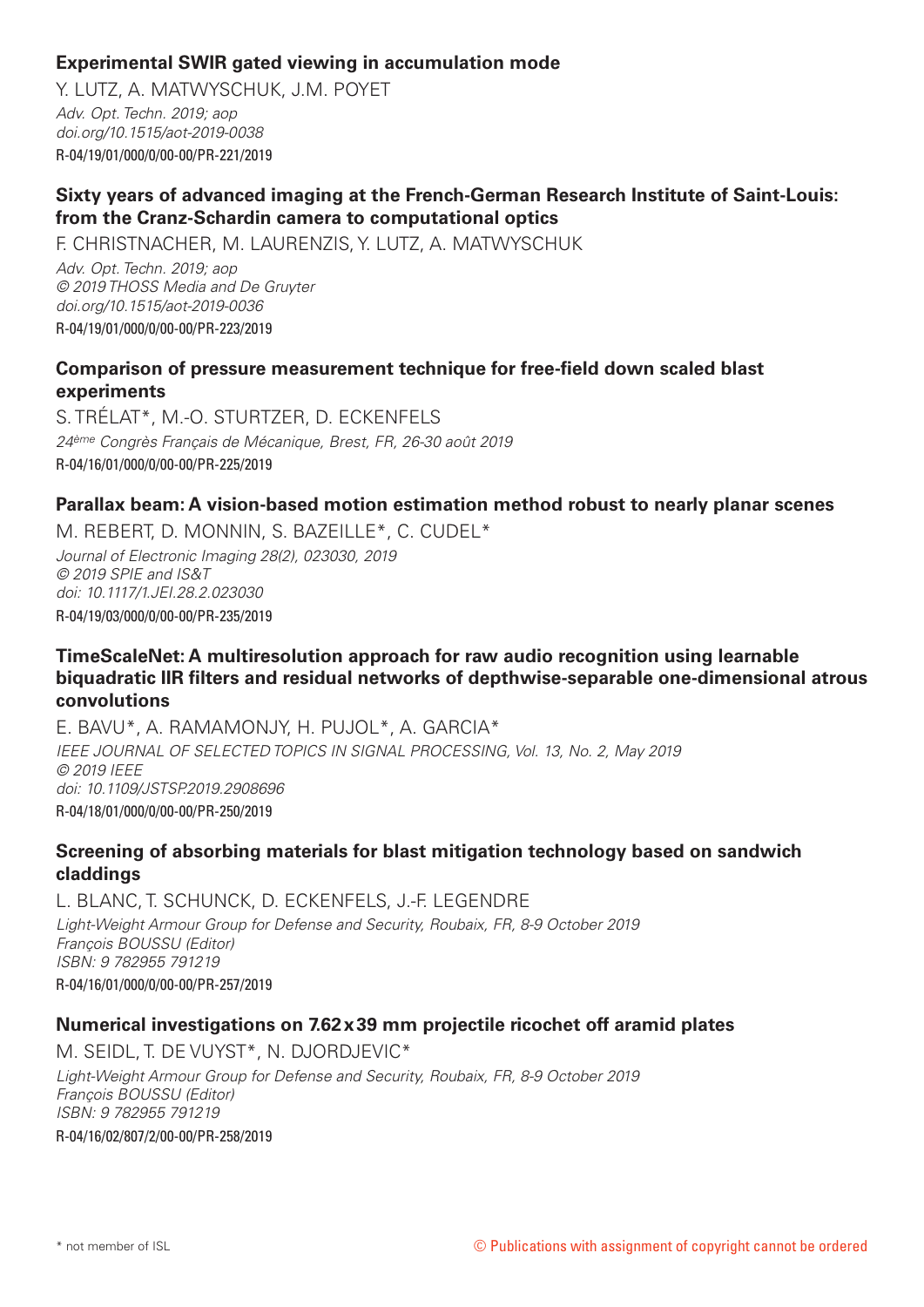### Experimental SWIR gated viewing in accumulation mode

Y. LUTZ, A. MATWYSCHUK, J.M. POYET

*Adv. Opt. Techn. 2019; aop*
*doi.org/10.1515/aot-2019-0038*
R-04/19/01/000/0/00-00/PR-221/2019

### Sixty years of advanced imaging at the French-German Research Institute of Saint-Louis: from the Cranz-Schardin camera to computational optics

F. CHRISTNACHER, M. LAURENZIS, Y. LUTZ, A. MATWYSCHUK

*Adv. Opt. Techn. 2019; aop*
*© 2019 THOSS Media and De Gruyter*
*doi.org/10.1515/aot-2019-0036*
R-04/19/01/000/0/00-00/PR-223/2019

### Comparison of pressure measurement technique for free-field down scaled blast experiments

S. TRÉLAT*, M.-O. STURTZER, D. ECKENFELS

*24ème Congrès Français de Mécanique, Brest, FR, 26-30 août 2019*
R-04/16/01/000/0/00-00/PR-225/2019

### Parallax beam: A vision-based motion estimation method robust to nearly planar scenes

M. REBERT, D. MONNIN, S. BAZEILLE*, C. CUDEL*

*Journal of Electronic Imaging 28(2), 023030, 2019*
*© 2019 SPIE and IS&T*
*doi: 10.1117/1.JEI.28.2.023030*
R-04/19/03/000/0/00-00/PR-235/2019

### TimeScaleNet: A multiresolution approach for raw audio recognition using learnable biquadratic IIR filters and residual networks of depthwise-separable one-dimensional atrous convolutions

E. BAVU*, A. RAMAMONJY, H. PUJOL*, A. GARCIA*

*IEEE JOURNAL OF SELECTED TOPICS IN SIGNAL PROCESSING, Vol. 13, No. 2, May 2019*
*© 2019 IEEE*
*doi: 10.1109/JSTSP.2019.2908696*
R-04/18/01/000/0/00-00/PR-250/2019

### Screening of absorbing materials for blast mitigation technology based on sandwich claddings

L. BLANC, T. SCHUNCK, D. ECKENFELS, J.-F. LEGENDRE

*Light-Weight Armour Group for Defense and Security, Roubaix, FR, 8-9 October 2019*
*François BOUSSU (Editor)*
*ISBN: 9 782955 791219*
R-04/16/01/000/0/00-00/PR-257/2019

### Numerical investigations on 7.62 x 39 mm projectile ricochet off aramid plates

M. SEIDL, T. DE VUYST*, N. DJORDJEVIC*

*Light-Weight Armour Group for Defense and Security, Roubaix, FR, 8-9 October 2019*
*François BOUSSU (Editor)*
*ISBN: 9 782955 791219*
R-04/16/02/807/2/00-00/PR-258/2019

\* not member of ISL

© Publications with assignment of copyright cannot be ordered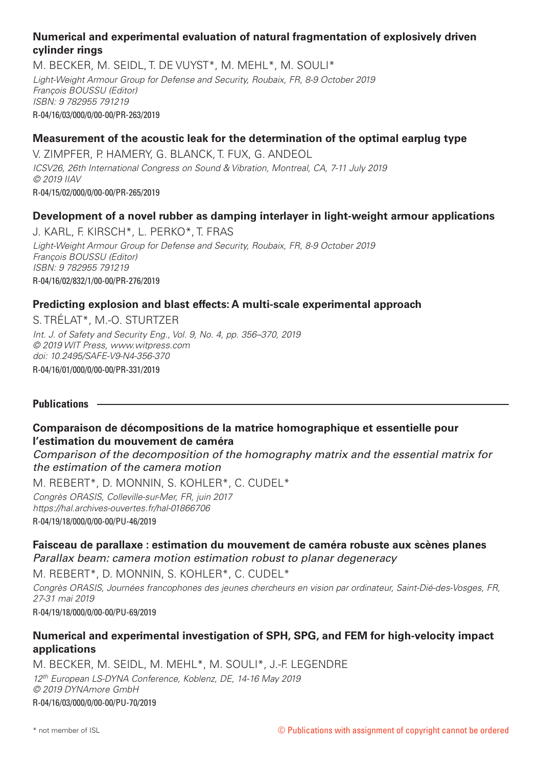### Numerical and experimental evaluation of natural fragmentation of explosively driven cylinder rings

M. BECKER, M. SEIDL, T. DE VUYST*, M. MEHL*, M. SOULI*

*Light-Weight Armour Group for Defense and Security, Roubaix, FR, 8-9 October 2019*
*François BOUSSU (Editor)*
*ISBN: 9 782955 791219*

R-04/16/03/000/0/00-00/PR-263/2019

### Measurement of the acoustic leak for the determination of the optimal earplug type

V. ZIMPFER, P. HAMERY, G. BLANCK, T. FUX, G. ANDEOL

*ICSV26, 26th International Congress on Sound & Vibration, Montreal, CA, 7-11 July 2019*
*© 2019 IIAV*

R-04/15/02/000/0/00-00/PR-265/2019

### Development of a novel rubber as damping interlayer in light-weight armour applications

J. KARL, F. KIRSCH*, L. PERKO*, T. FRAS

*Light-Weight Armour Group for Defense and Security, Roubaix, FR, 8-9 October 2019*
*François BOUSSU (Editor)*
*ISBN: 9 782955 791219*

R-04/16/02/832/1/00-00/PR-276/2019

### Predicting explosion and blast effects: A multi-scale experimental approach

S. TRÉLAT*, M.-O. STURTZER

*Int. J. of Safety and Security Eng., Vol. 9, No. 4, pp. 356–370, 2019*
*© 2019 WIT Press, www.witpress.com*
*doi: 10.2495/SAFE-V9-N4-356-370*

R-04/16/01/000/0/00-00/PR-331/2019

## Publications

### Comparaison de décompositions de la matrice homographique et essentielle pour l'estimation du mouvement de caméra

*Comparison of the decomposition of the homography matrix and the essential matrix for the estimation of the camera motion*

M. REBERT*, D. MONNIN, S. KOHLER*, C. CUDEL*

*Congrès ORASIS, Colleville-sur-Mer, FR, juin 2017*
*https://hal.archives-ouvertes.fr/hal-01866706*

R-04/19/18/000/0/00-00/PU-46/2019

### Faisceau de parallaxe : estimation du mouvement de caméra robuste aux scènes planes

*Parallax beam: camera motion estimation robust to planar degeneracy*

M. REBERT*, D. MONNIN, S. KOHLER*, C. CUDEL*

*Congrès ORASIS, Journées francophones des jeunes chercheurs en vision par ordinateur, Saint-Dié-des-Vosges, FR, 27-31 mai 2019*

R-04/19/18/000/0/00-00/PU-69/2019

### Numerical and experimental investigation of SPH, SPG, and FEM for high-velocity impact applications

M. BECKER, M. SEIDL, M. MEHL*, M. SOULI*, J.-F. LEGENDRE

*12th European LS-DYNA Conference, Koblenz, DE, 14-16 May 2019*
*© 2019 DYNAmore GmbH*

R-04/16/03/000/0/00-00/PU-70/2019

\* not member of ISL

© Publications with assignment of copyright cannot be ordered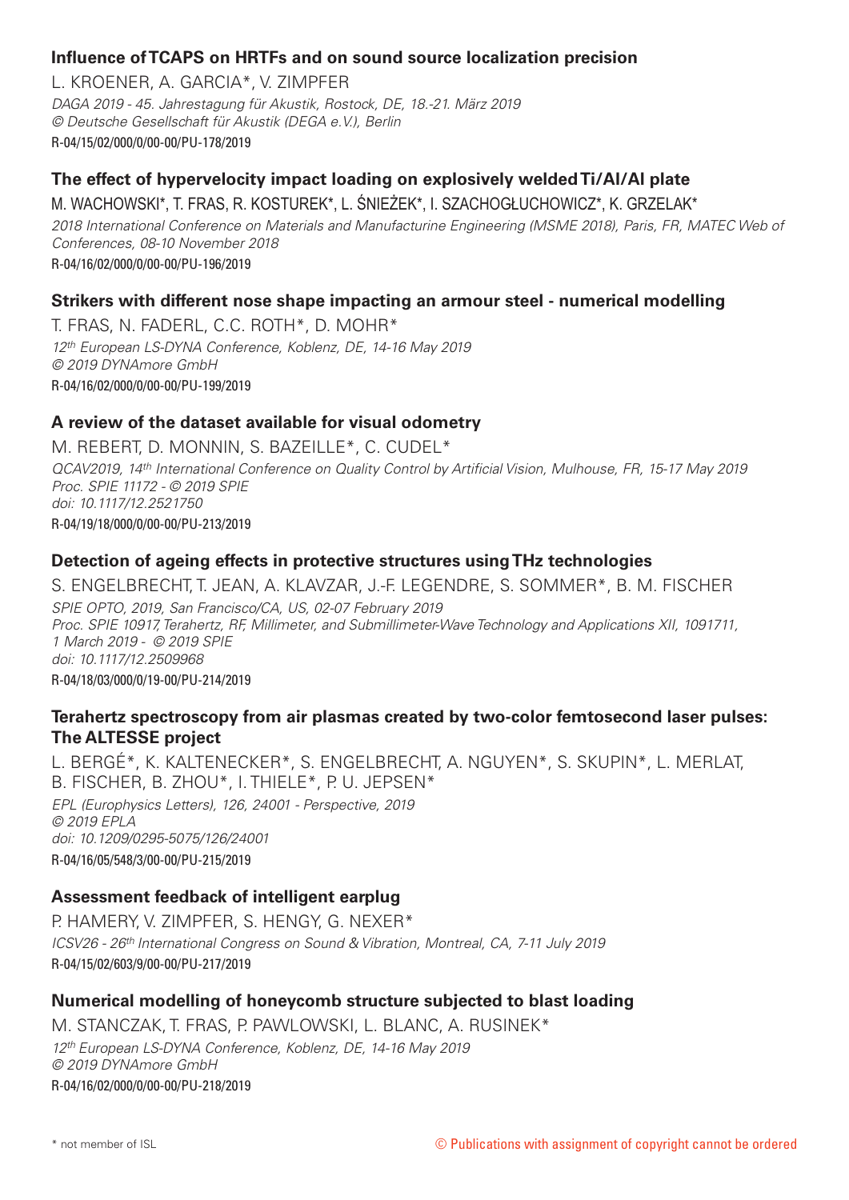### Influence of TCAPS on HRTFs and on sound source localization precision

L. KROENER, A. GARCIA*, V. ZIMPFER
*DAGA 2019 - 45. Jahrestagung für Akustik, Rostock, DE, 18.-21. März 2019*
*© Deutsche Gesellschaft für Akustik (DEGA e.V.), Berlin*
R-04/15/02/000/0/00-00/PU-178/2019

### The effect of hypervelocity impact loading on explosively welded Ti/Al/Al plate

M. WACHOWSKI*, T. FRAS, R. KOSTUREK*, L. ŚNIEŻEK*, I. SZACHOGŁUCHOWICZ*, K. GRZELAK*
*2018 International Conference on Materials and Manufacturine Engineering (MSME 2018), Paris, FR, MATEC Web of Conferences, 08-10 November 2018*
R-04/16/02/000/0/00-00/PU-196/2019

### Strikers with different nose shape impacting an armour steel - numerical modelling

T. FRAS, N. FADERL, C.C. ROTH*, D. MOHR*
*12th European LS-DYNA Conference, Koblenz, DE, 14-16 May 2019*
*© 2019 DYNAmore GmbH*
R-04/16/02/000/0/00-00/PU-199/2019

### A review of the dataset available for visual odometry

M. REBERT, D. MONNIN, S. BAZEILLE*, C. CUDEL*
*QCAV2019, 14th International Conference on Quality Control by Artificial Vision, Mulhouse, FR, 15-17 May 2019*
*Proc. SPIE 11172 - © 2019 SPIE*
*doi: 10.1117/12.2521750*
R-04/19/18/000/0/00-00/PU-213/2019

### Detection of ageing effects in protective structures using THz technologies

S. ENGELBRECHT, T. JEAN, A. KLAVZAR, J.-F. LEGENDRE, S. SOMMER*, B. M. FISCHER
*SPIE OPTO, 2019, San Francisco/CA, US, 02-07 February 2019*
*Proc. SPIE 10917, Terahertz, RF, Millimeter, and Submillimeter-Wave Technology and Applications XII, 1091711, 1 March 2019 - © 2019 SPIE*
*doi: 10.1117/12.2509968*
R-04/18/03/000/0/19-00/PU-214/2019

### Terahertz spectroscopy from air plasmas created by two-color femtosecond laser pulses: The ALTESSE project

L. BERGÉ*, K. KALTENECKER*, S. ENGELBRECHT, A. NGUYEN*, S. SKUPIN*, L. MERLAT, B. FISCHER, B. ZHOU*, I. THIELE*, P. U. JEPSEN*
*EPL (Europhysics Letters), 126, 24001 - Perspective, 2019*
*© 2019 EPLA*
*doi: 10.1209/0295-5075/126/24001*
R-04/16/05/548/3/00-00/PU-215/2019

### Assessment feedback of intelligent earplug

P. HAMERY, V. ZIMPFER, S. HENGY, G. NEXER*
*ICSV26 - 26th International Congress on Sound & Vibration, Montreal, CA, 7-11 July 2019*
R-04/15/02/603/9/00-00/PU-217/2019

### Numerical modelling of honeycomb structure subjected to blast loading

M. STANCZAK, T. FRAS, P. PAWLOWSKI, L. BLANC, A. RUSINEK*
*12th European LS-DYNA Conference, Koblenz, DE, 14-16 May 2019*
*© 2019 DYNAmore GmbH*
R-04/16/02/000/0/00-00/PU-218/2019

\* not member of ISL

© Publications with assignment of copyright cannot be ordered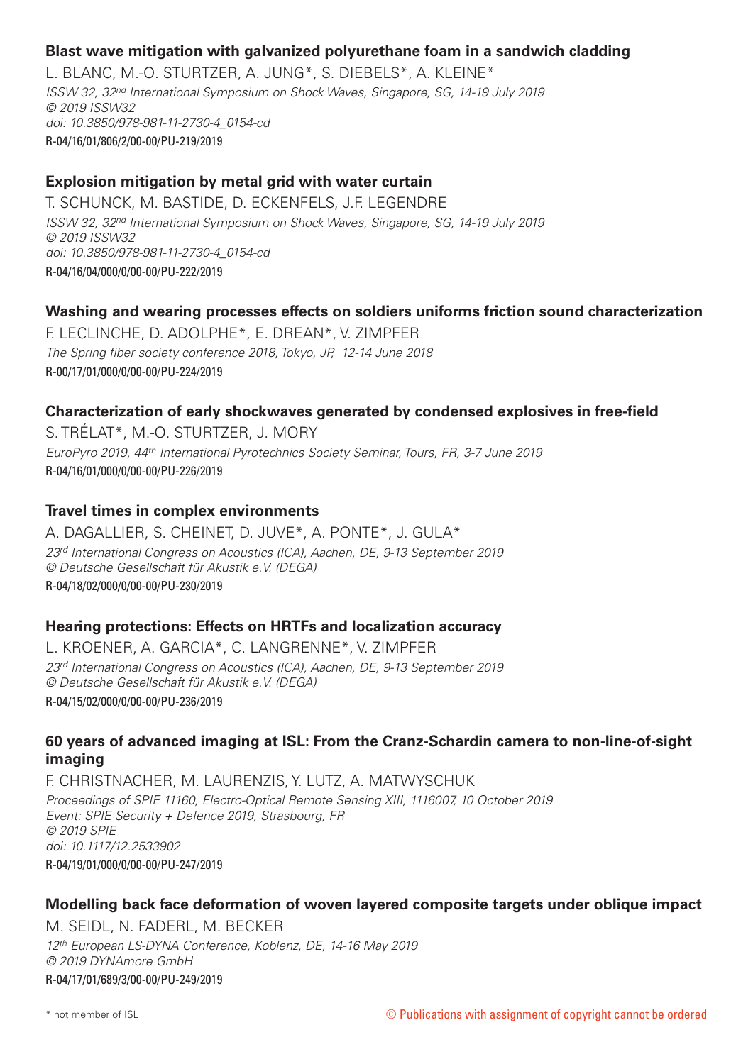### Blast wave mitigation with galvanized polyurethane foam in a sandwich cladding

L. BLANC, M.-O. STURTZER, A. JUNG*, S. DIEBELS*, A. KLEINE*

*ISSW 32, 32nd International Symposium on Shock Waves, Singapore, SG, 14-19 July 2019*
*© 2019 ISSW32*
*doi: 10.3850/978-981-11-2730-4_0154-cd*

R-04/16/01/806/2/00-00/PU-219/2019

### Explosion mitigation by metal grid with water curtain

T. SCHUNCK, M. BASTIDE, D. ECKENFELS, J.F. LEGENDRE

*ISSW 32, 32nd International Symposium on Shock Waves, Singapore, SG, 14-19 July 2019*
*© 2019 ISSW32*
*doi: 10.3850/978-981-11-2730-4_0154-cd*

R-04/16/04/000/0/00-00/PU-222/2019

### Washing and wearing processes effects on soldiers uniforms friction sound characterization

F. LECLINCHE, D. ADOLPHE*, E. DREAN*, V. ZIMPFER

*The Spring fiber society conference 2018, Tokyo, JP, 12-14 June 2018*

R-00/17/01/000/0/00-00/PU-224/2019

### Characterization of early shockwaves generated by condensed explosives in free-field

S. TRÉLAT*, M.-O. STURTZER, J. MORY

*EuroPyro 2019, 44th International Pyrotechnics Society Seminar, Tours, FR, 3-7 June 2019*

R-04/16/01/000/0/00-00/PU-226/2019

### Travel times in complex environments

A. DAGALLIER, S. CHEINET, D. JUVE*, A. PONTE*, J. GULA*

*23rd International Congress on Acoustics (ICA), Aachen, DE, 9-13 September 2019*
*© Deutsche Gesellschaft für Akustik e.V. (DEGA)*

R-04/18/02/000/0/00-00/PU-230/2019

### Hearing protections: Effects on HRTFs and localization accuracy

L. KROENER, A. GARCIA*, C. LANGRENNE*, V. ZIMPFER

*23rd International Congress on Acoustics (ICA), Aachen, DE, 9-13 September 2019*
*© Deutsche Gesellschaft für Akustik e.V. (DEGA)*

R-04/15/02/000/0/00-00/PU-236/2019

### 60 years of advanced imaging at ISL: From the Cranz-Schardin camera to non-line-of-sight imaging

F. CHRISTNACHER, M. LAURENZIS, Y. LUTZ, A. MATWYSCHUK

*Proceedings of SPIE 11160, Electro-Optical Remote Sensing XIII, 1116007, 10 October 2019*
*Event: SPIE Security + Defence 2019, Strasbourg, FR*
*© 2019 SPIE*
*doi: 10.1117/12.2533902*

R-04/19/01/000/0/00-00/PU-247/2019

### Modelling back face deformation of woven layered composite targets under oblique impact

M. SEIDL, N. FADERL, M. BECKER

*12th European LS-DYNA Conference, Koblenz, DE, 14-16 May 2019*
*© 2019 DYNAmore GmbH*

R-04/17/01/689/3/00-00/PU-249/2019

\* not member of ISL

© Publications with assignment of copyright cannot be ordered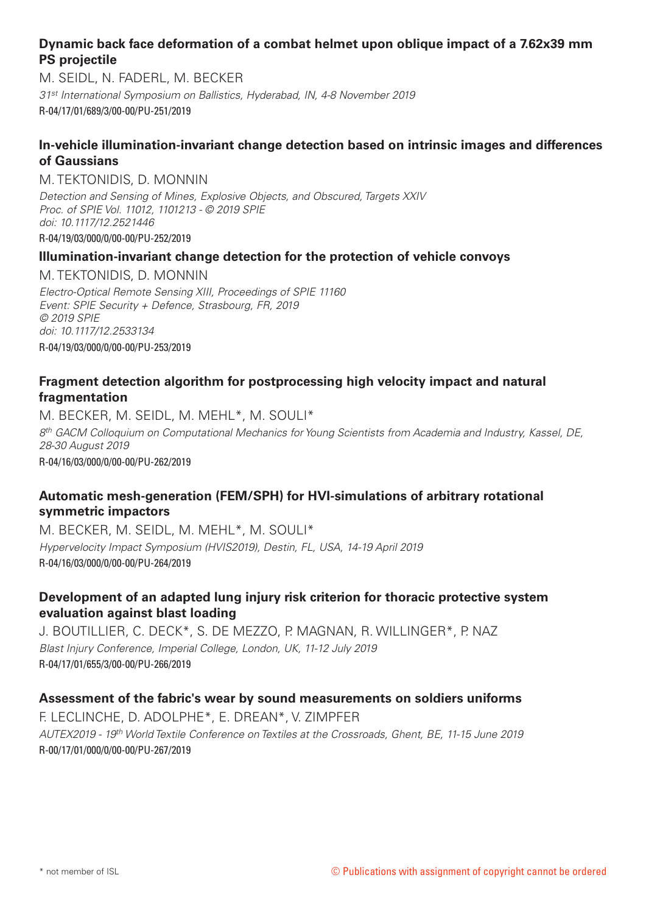### Dynamic back face deformation of a combat helmet upon oblique impact of a 7.62x39 mm PS projectile

M. SEIDL, N. FADERL, M. BECKER

*31st International Symposium on Ballistics, Hyderabad, IN, 4-8 November 2019*

R-04/17/01/689/3/00-00/PU-251/2019

### In-vehicle illumination-invariant change detection based on intrinsic images and differences of Gaussians

M. TEKTONIDIS, D. MONNIN

*Detection and Sensing of Mines, Explosive Objects, and Obscured, Targets XXIV*
*Proc. of SPIE Vol. 11012, 1101213 - © 2019 SPIE*
*doi: 10.1117/12.2521446*

R-04/19/03/000/0/00-00/PU-252/2019

### Illumination-invariant change detection for the protection of vehicle convoys

M. TEKTONIDIS, D. MONNIN

*Electro-Optical Remote Sensing XIII, Proceedings of SPIE 11160*
*Event: SPIE Security + Defence, Strasbourg, FR, 2019*
*© 2019 SPIE*
*doi: 10.1117/12.2533134*

R-04/19/03/000/0/00-00/PU-253/2019

### Fragment detection algorithm for postprocessing high velocity impact and natural fragmentation

M. BECKER, M. SEIDL, M. MEHL*, M. SOULI*

*8th GACM Colloquium on Computational Mechanics for Young Scientists from Academia and Industry, Kassel, DE, 28-30 August 2019*

R-04/16/03/000/0/00-00/PU-262/2019

### Automatic mesh-generation (FEM/SPH) for HVI-simulations of arbitrary rotational symmetric impactors

M. BECKER, M. SEIDL, M. MEHL*, M. SOULI*

*Hypervelocity Impact Symposium (HVIS2019), Destin, FL, USA, 14-19 April 2019*

R-04/16/03/000/0/00-00/PU-264/2019

### Development of an adapted lung injury risk criterion for thoracic protective system evaluation against blast loading

J. BOUTILLIER, C. DECK*, S. DE MEZZO, P. MAGNAN, R. WILLINGER*, P. NAZ

*Blast Injury Conference, Imperial College, London, UK, 11-12 July 2019*

R-04/17/01/655/3/00-00/PU-266/2019

### Assessment of the fabric's wear by sound measurements on soldiers uniforms

F. LECLINCHE, D. ADOLPHE*, E. DREAN*, V. ZIMPFER

*AUTEX2019 - 19th World Textile Conference on Textiles at the Crossroads, Ghent, BE, 11-15 June 2019*

R-00/17/01/000/0/00-00/PU-267/2019

\* not member of ISL

© Publications with assignment of copyright cannot be ordered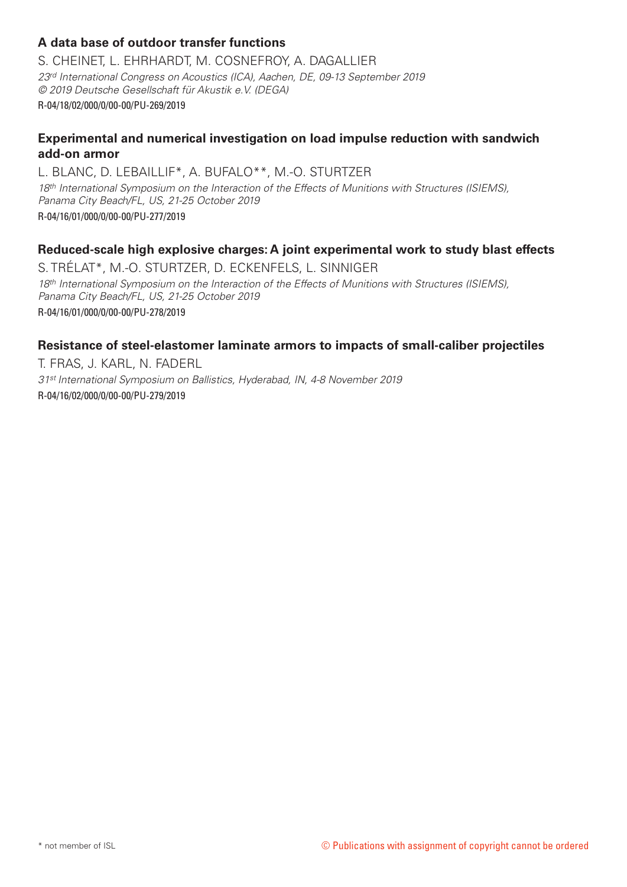**A data base of outdoor transfer functions**

S. CHEINET, L. EHRHARDT, M. COSNEFROY, A. DAGALLIER

*23rd International Congress on Acoustics (ICA), Aachen, DE, 09-13 September 2019*
*© 2019 Deutsche Gesellschaft für Akustik e.V. (DEGA)*

R-04/18/02/000/0/00-00/PU-269/2019

**Experimental and numerical investigation on load impulse reduction with sandwich add-on armor**

L. BLANC, D. LEBAILLIF*, A. BUFALO**, M.-O. STURTZER

*18th International Symposium on the Interaction of the Effects of Munitions with Structures (ISIEMS), Panama City Beach/FL, US, 21-25 October 2019*

R-04/16/01/000/0/00-00/PU-277/2019

**Reduced-scale high explosive charges: A joint experimental work to study blast effects**

S. TRÉLAT*, M.-O. STURTZER, D. ECKENFELS, L. SINNIGER

*18th International Symposium on the Interaction of the Effects of Munitions with Structures (ISIEMS), Panama City Beach/FL, US, 21-25 October 2019*

R-04/16/01/000/0/00-00/PU-278/2019

**Resistance of steel-elastomer laminate armors to impacts of small-caliber projectiles**

T. FRAS, J. KARL, N. FADERL

*31st International Symposium on Ballistics, Hyderabad, IN, 4-8 November 2019*

R-04/16/02/000/0/00-00/PU-279/2019

\* not member of ISL

© Publications with assignment of copyright cannot be ordered